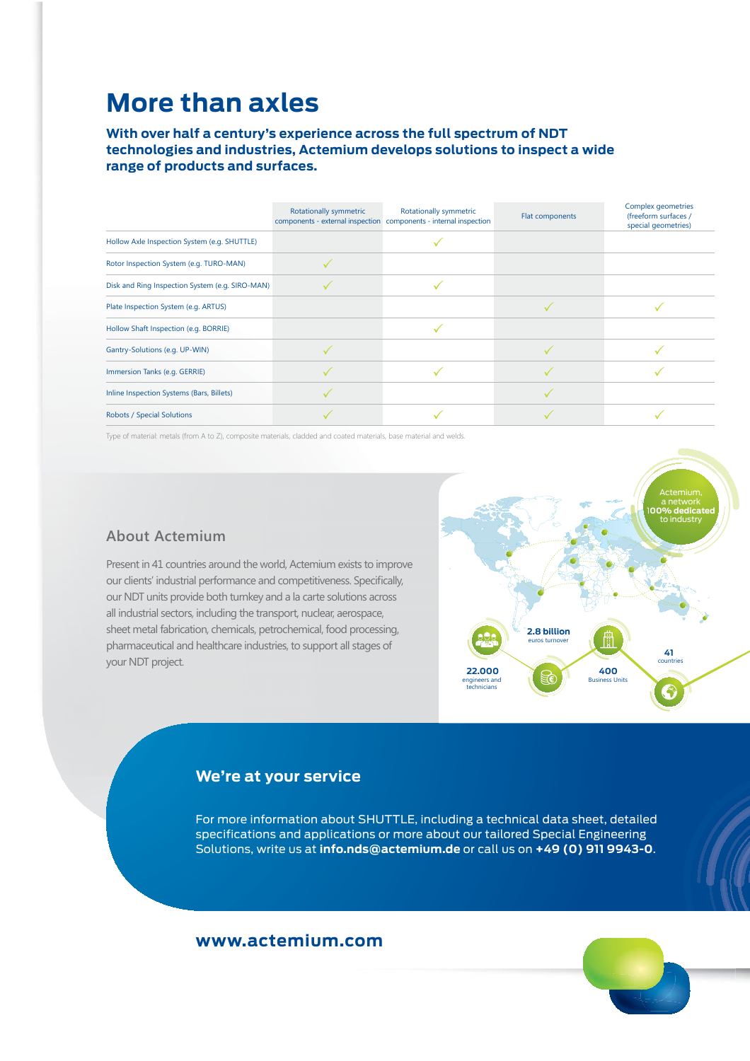# More than axles

**With over half a century's experience across the full spectrum of NDT technologies and industries, Actemium develops solutions to inspect a wide range of products and surfaces.**

| | Rotationally symmetric components - external inspection | Rotationally symmetric components - internal inspection | Flat components | Complex geometries (freeform surfaces / special geometries) |
|---|---|---|---|---|
| Hollow Axle Inspection System (e.g. SHUTTLE) | | ✓ | | |
| Rotor Inspection System (e.g. TURO-MAN) | ✓ | | | |
| Disk and Ring Inspection System (e.g. SIRO-MAN) | ✓ | ✓ | | |
| Plate Inspection System (e.g. ARTUS) | | | ✓ | ✓ |
| Hollow Shaft Inspection (e.g. BORRIE) | | ✓ | | |
| Gantry-Solutions (e.g. UP-WIN) | ✓ | | ✓ | ✓ |
| Immersion Tanks (e.g. GERRIE) | ✓ | ✓ | ✓ | ✓ |
| Inline Inspection Systems (Bars, Billets) | ✓ | | ✓ | |
| Robots / Special Solutions | ✓ | ✓ | ✓ | ✓ |

Type of material: metals (from A to Z), composite materials, cladded and coated materials, base material and welds.

## About Actemium

Present in 41 countries around the world, Actemium exists to improve our clients' industrial performance and competitiveness. Specifically, our NDT units provide both turnkey and a la carte solutions across all industrial sectors, including the transport, nuclear, aerospace, sheet metal fabrication, chemicals, petrochemical, food processing, pharmaceutical and healthcare industries, to support all stages of your NDT project.

Actemium, a network **100% dedicated** to industry

**22.000** engineers and technicians

**2.8 billion** euros turnover

**400** Business Units

**41** countries

## We're at your service

For more information about SHUTTLE, including a technical data sheet, detailed specifications and applications or more about our tailored Special Engineering Solutions, write us at **info.nds@actemium.de** or call us on **+49 (0) 911 9943-0**.

**www.actemium.com**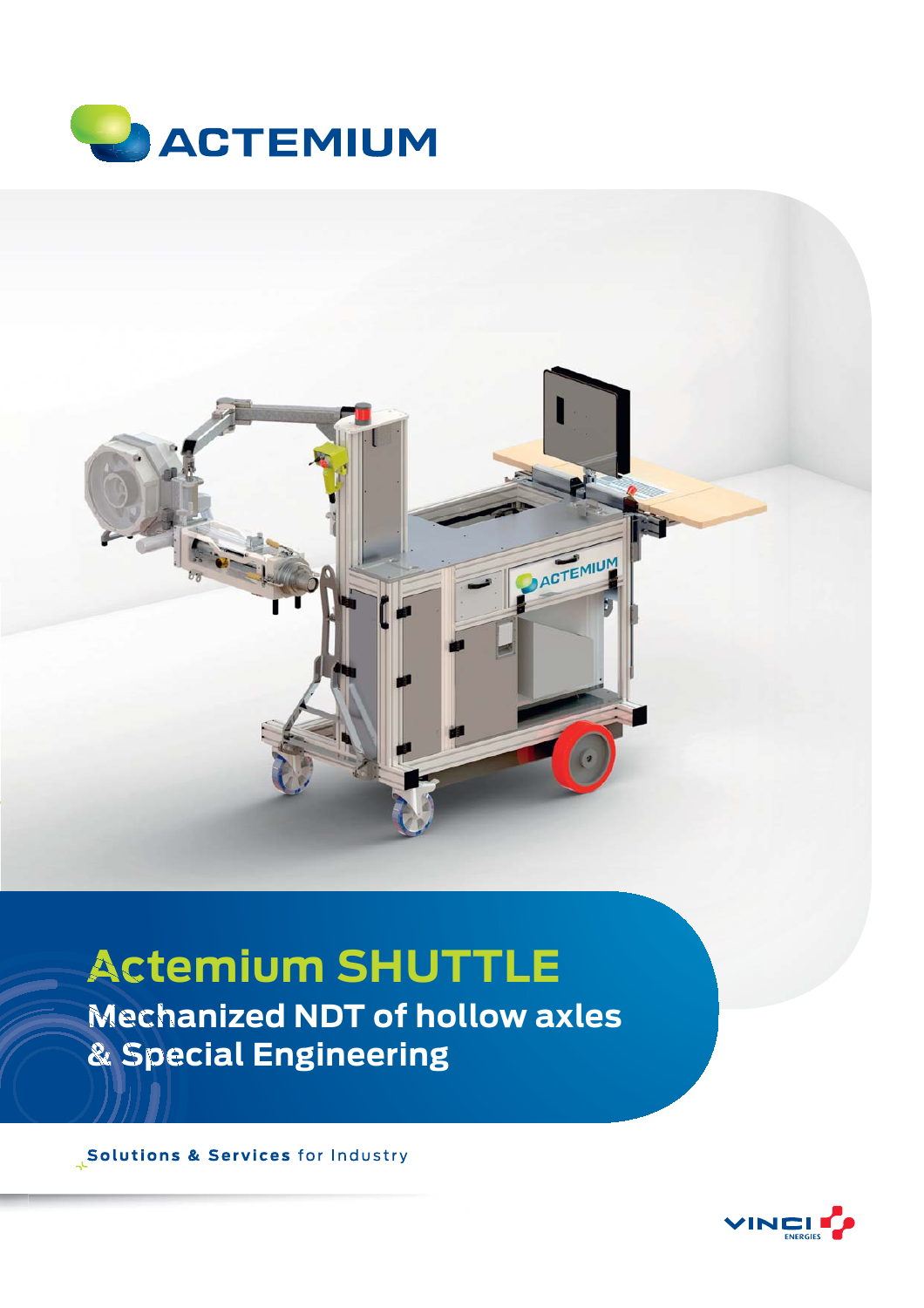ACTEMIUM

# Actemium SHUTTLE

## Mechanized NDT of hollow axles & Special Engineering

**Solutions & Services** for Industry

VINCI ENERGIES